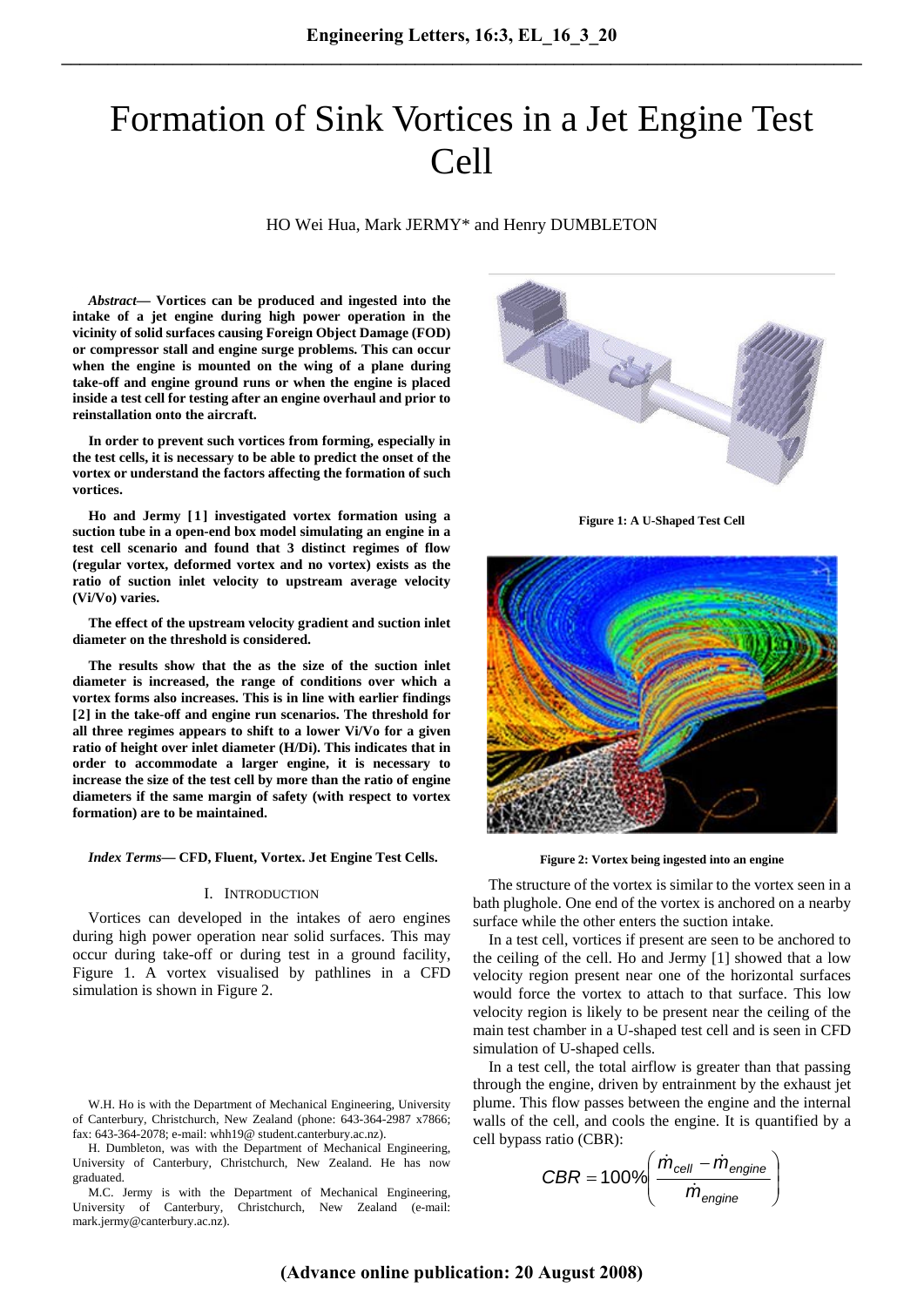# Formation of Sink Vortices in a Jet Engine Test Cell

HO Wei Hua, Mark JERMY* and Henry DUMBLETON

***Abstract*— Vortices can be produced and ingested into the intake of a jet engine during high power operation in the vicinity of solid surfaces causing Foreign Object Damage (FOD) or compressor stall and engine surge problems. This can occur when the engine is mounted on the wing of a plane during take-off and engine ground runs or when the engine is placed inside a test cell for testing after an engine overhaul and prior to reinstallation onto the aircraft.**

**In order to prevent such vortices from forming, especially in the test cells, it is necessary to be able to predict the onset of the vortex or understand the factors affecting the formation of such vortices.**

**Ho and Jermy [1] investigated vortex formation using a suction tube in a open-end box model simulating an engine in a test cell scenario and found that 3 distinct regimes of flow (regular vortex, deformed vortex and no vortex) exists as the ratio of suction inlet velocity to upstream average velocity (Vi/Vo) varies.**

**The effect of the upstream velocity gradient and suction inlet diameter on the threshold is considered.**

**The results show that the as the size of the suction inlet diameter is increased, the range of conditions over which a vortex forms also increases. This is in line with earlier findings [2] in the take-off and engine run scenarios. The threshold for all three regimes appears to shift to a lower Vi/Vo for a given ratio of height over inlet diameter (H/Di). This indicates that in order to accommodate a larger engine, it is necessary to increase the size of the test cell by more than the ratio of engine diameters if the same margin of safety (with respect to vortex formation) are to be maintained.**

***Index Terms*— CFD, Fluent, Vortex. Jet Engine Test Cells.**

## I. Introduction

Vortices can developed in the intakes of aero engines during high power operation near solid surfaces. This may occur during take-off or during test in a ground facility, Figure 1. A vortex visualised by pathlines in a CFD simulation is shown in Figure 2.

W.H. Ho is with the Department of Mechanical Engineering, University of Canterbury, Christchurch, New Zealand (phone: 643-364-2987 x7866; fax: 643-364-2078; e-mail: whh19@ student.canterbury.ac.nz).

H. Dumbleton, was with the Department of Mechanical Engineering, University of Canterbury, Christchurch, New Zealand. He has now graduated.

M.C. Jermy is with the Department of Mechanical Engineering, University of Canterbury, Christchurch, New Zealand (e-mail: mark.jermy@canterbury.ac.nz).

**Figure 1: A U-Shaped Test Cell**

**Figure 2: Vortex being ingested into an engine**

The structure of the vortex is similar to the vortex seen in a bath plughole. One end of the vortex is anchored on a nearby surface while the other enters the suction intake.

In a test cell, vortices if present are seen to be anchored to the ceiling of the cell. Ho and Jermy [1] showed that a low velocity region present near one of the horizontal surfaces would force the vortex to attach to that surface. This low velocity region is likely to be present near the ceiling of the main test chamber in a U-shaped test cell and is seen in CFD simulation of U-shaped cells.

In a test cell, the total airflow is greater than that passing through the engine, driven by entrainment by the exhaust jet plume. This flow passes between the engine and the internal walls of the cell, and cools the engine. It is quantified by a cell bypass ratio (CBR):

$$CBR = 100\%\left(\frac{\dot{m}_{cell} - \dot{m}_{engine}}{\dot{m}_{engine}}\right)$$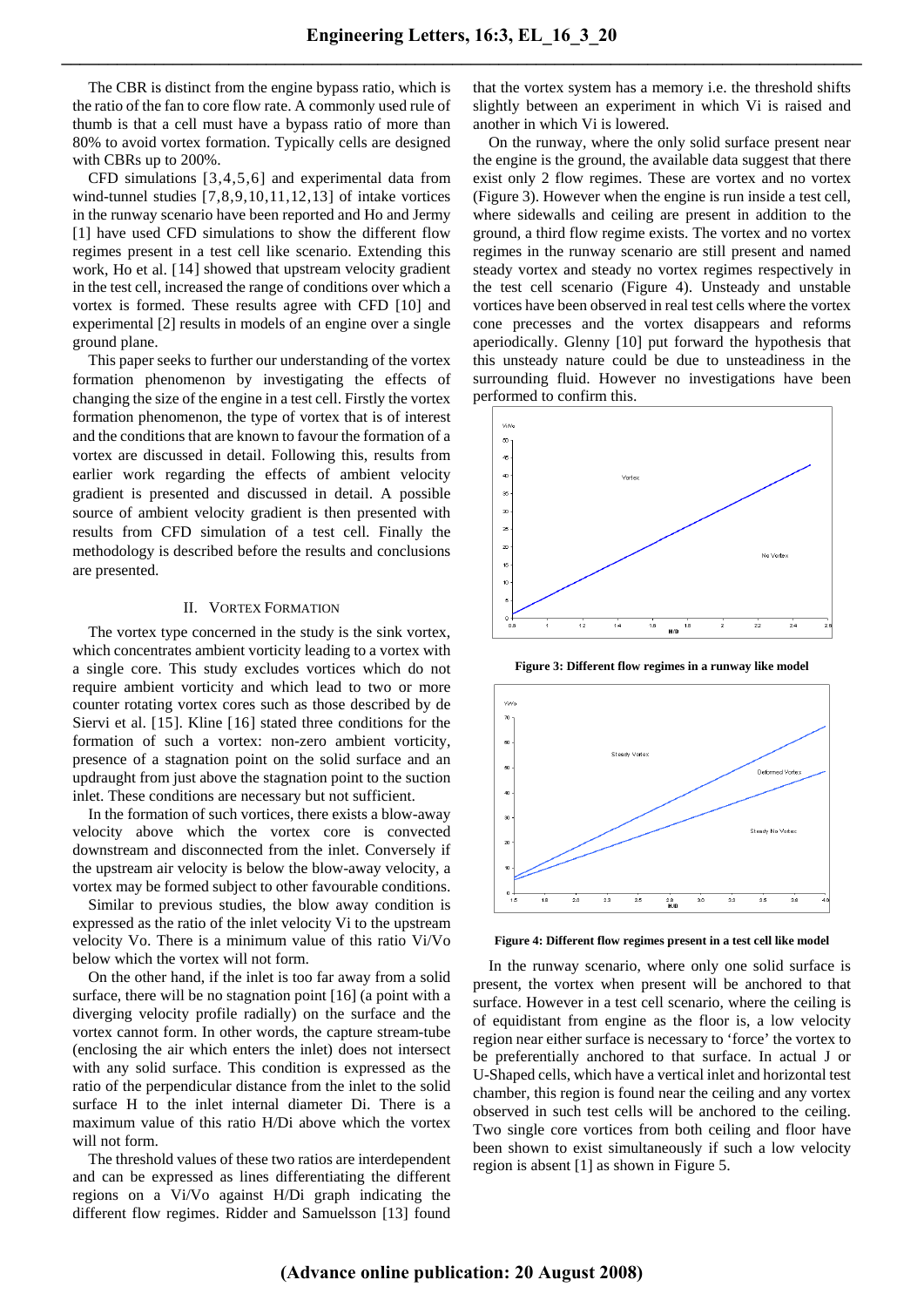The CBR is distinct from the engine bypass ratio, which is the ratio of the fan to core flow rate. A commonly used rule of thumb is that a cell must have a bypass ratio of more than 80% to avoid vortex formation. Typically cells are designed with CBRs up to 200%.

CFD simulations [3,4,5,6] and experimental data from wind-tunnel studies [7,8,9,10,11,12,13] of intake vortices in the runway scenario have been reported and Ho and Jermy [1] have used CFD simulations to show the different flow regimes present in a test cell like scenario. Extending this work, Ho et al. [14] showed that upstream velocity gradient in the test cell, increased the range of conditions over which a vortex is formed. These results agree with CFD [10] and experimental [2] results in models of an engine over a single ground plane.

This paper seeks to further our understanding of the vortex formation phenomenon by investigating the effects of changing the size of the engine in a test cell. Firstly the vortex formation phenomenon, the type of vortex that is of interest and the conditions that are known to favour the formation of a vortex are discussed in detail. Following this, results from earlier work regarding the effects of ambient velocity gradient is presented and discussed in detail. A possible source of ambient velocity gradient is then presented with results from CFD simulation of a test cell. Finally the methodology is described before the results and conclusions are presented.

## II. Vortex Formation

The vortex type concerned in the study is the sink vortex, which concentrates ambient vorticity leading to a vortex with a single core. This study excludes vortices which do not require ambient vorticity and which lead to two or more counter rotating vortex cores such as those described by de Siervi et al. [15]. Kline [16] stated three conditions for the formation of such a vortex: non-zero ambient vorticity, presence of a stagnation point on the solid surface and an updraught from just above the stagnation point to the suction inlet. These conditions are necessary but not sufficient.

In the formation of such vortices, there exists a blow-away velocity above which the vortex core is convected downstream and disconnected from the inlet. Conversely if the upstream air velocity is below the blow-away velocity, a vortex may be formed subject to other favourable conditions.

Similar to previous studies, the blow away condition is expressed as the ratio of the inlet velocity Vi to the upstream velocity Vo. There is a minimum value of this ratio Vi/Vo below which the vortex will not form.

On the other hand, if the inlet is too far away from a solid surface, there will be no stagnation point [16] (a point with a diverging velocity profile radially) on the surface and the vortex cannot form. In other words, the capture stream-tube (enclosing the air which enters the inlet) does not intersect with any solid surface. This condition is expressed as the ratio of the perpendicular distance from the inlet to the solid surface H to the inlet internal diameter Di. There is a maximum value of this ratio H/Di above which the vortex will not form.

The threshold values of these two ratios are interdependent and can be expressed as lines differentiating the different regions on a Vi/Vo against H/Di graph indicating the different flow regimes. Ridder and Samuelsson [13] found that the vortex system has a memory i.e. the threshold shifts slightly between an experiment in which Vi is raised and another in which Vi is lowered.

On the runway, where the only solid surface present near the engine is the ground, the available data suggest that there exist only 2 flow regimes. These are vortex and no vortex (Figure 3). However when the engine is run inside a test cell, where sidewalls and ceiling are present in addition to the ground, a third flow regime exists. The vortex and no vortex regimes in the runway scenario are still present and named steady vortex and steady no vortex regimes respectively in the test cell scenario (Figure 4). Unsteady and unstable vortices have been observed in real test cells where the vortex cone precesses and the vortex disappears and reforms aperiodically. Glenny [10] put forward the hypothesis that this unsteady nature could be due to unsteadiness in the surrounding fluid. However no investigations have been performed to confirm this.

**Figure 3: Different flow regimes in a runway like model**

**Figure 4: Different flow regimes present in a test cell like model**

In the runway scenario, where only one solid surface is present, the vortex when present will be anchored to that surface. However in a test cell scenario, where the ceiling is of equidistant from engine as the floor is, a low velocity region near either surface is necessary to 'force' the vortex to be preferentially anchored to that surface. In actual J or U-Shaped cells, which have a vertical inlet and horizontal test chamber, this region is found near the ceiling and any vortex observed in such test cells will be anchored to the ceiling. Two single core vortices from both ceiling and floor have been shown to exist simultaneously if such a low velocity region is absent [1] as shown in Figure 5.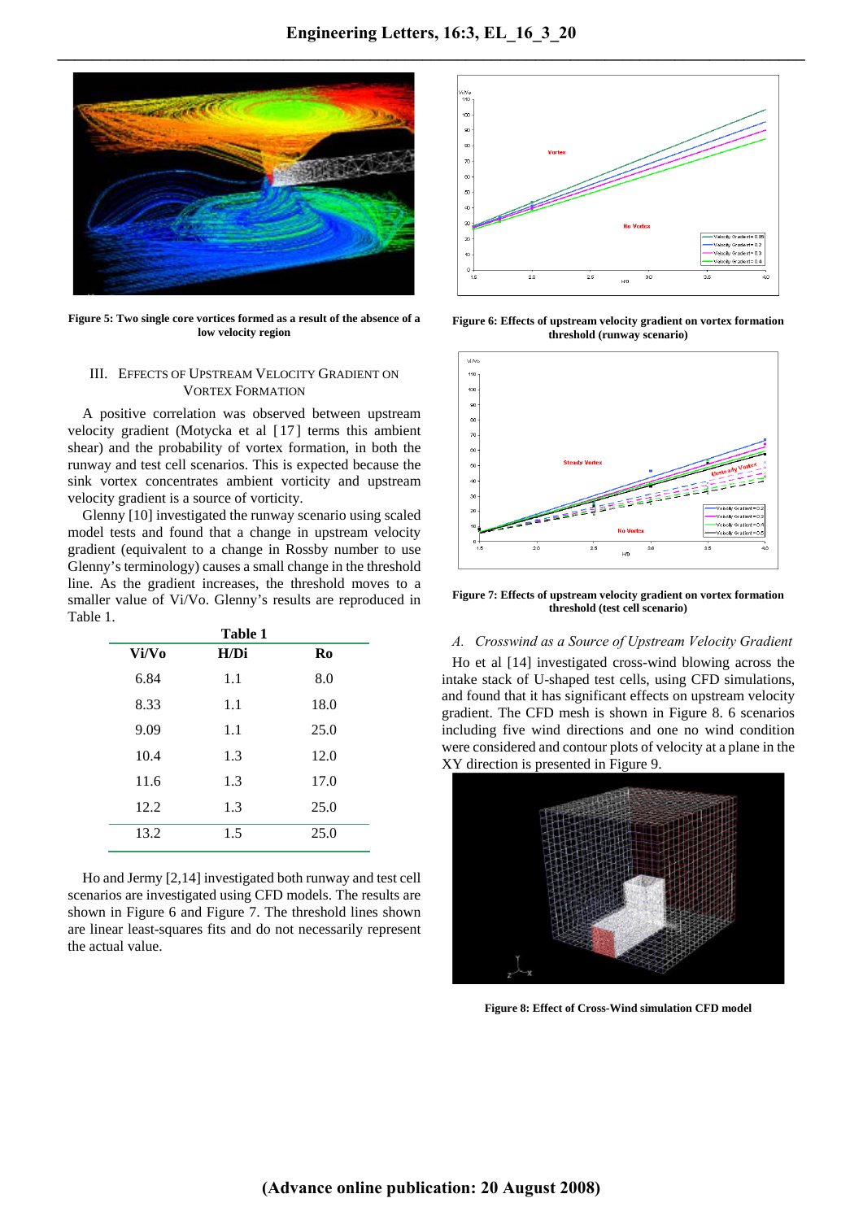Figure 5: Two single core vortices formed as a result of the absence of a low velocity region

Figure 6: Effects of upstream velocity gradient on vortex formation threshold (runway scenario)

## III. Effects of Upstream Velocity Gradient on Vortex Formation

A positive correlation was observed between upstream velocity gradient (Motycka et al [17] terms this ambient shear) and the probability of vortex formation, in both the runway and test cell scenarios. This is expected because the sink vortex concentrates ambient vorticity and upstream velocity gradient is a source of vorticity.

Glenny [10] investigated the runway scenario using scaled model tests and found that a change in upstream velocity gradient (equivalent to a change in Rossby number to use Glenny's terminology) causes a small change in the threshold line. As the gradient increases, the threshold moves to a smaller value of Vi/Vo. Glenny's results are reproduced in Table 1.

**Table 1**

| Vi/Vo | H/Di | Ro |
|---|---|---|
| 6.84 | 1.1 | 8.0 |
| 8.33 | 1.1 | 18.0 |
| 9.09 | 1.1 | 25.0 |
| 10.4 | 1.3 | 12.0 |
| 11.6 | 1.3 | 17.0 |
| 12.2 | 1.3 | 25.0 |
| 13.2 | 1.5 | 25.0 |

Ho and Jermy [2,14] investigated both runway and test cell scenarios are investigated using CFD models. The results are shown in Figure 6 and Figure 7. The threshold lines shown are linear least-squares fits and do not necessarily represent the actual value.

Figure 7: Effects of upstream velocity gradient on vortex formation threshold (test cell scenario)

### A. Crosswind as a Source of Upstream Velocity Gradient

Ho et al [14] investigated cross-wind blowing across the intake stack of U-shaped test cells, using CFD simulations, and found that it has significant effects on upstream velocity gradient. The CFD mesh is shown in Figure 8. 6 scenarios including five wind directions and one no wind condition were considered and contour plots of velocity at a plane in the XY direction is presented in Figure 9.

Figure 8: Effect of Cross-Wind simulation CFD model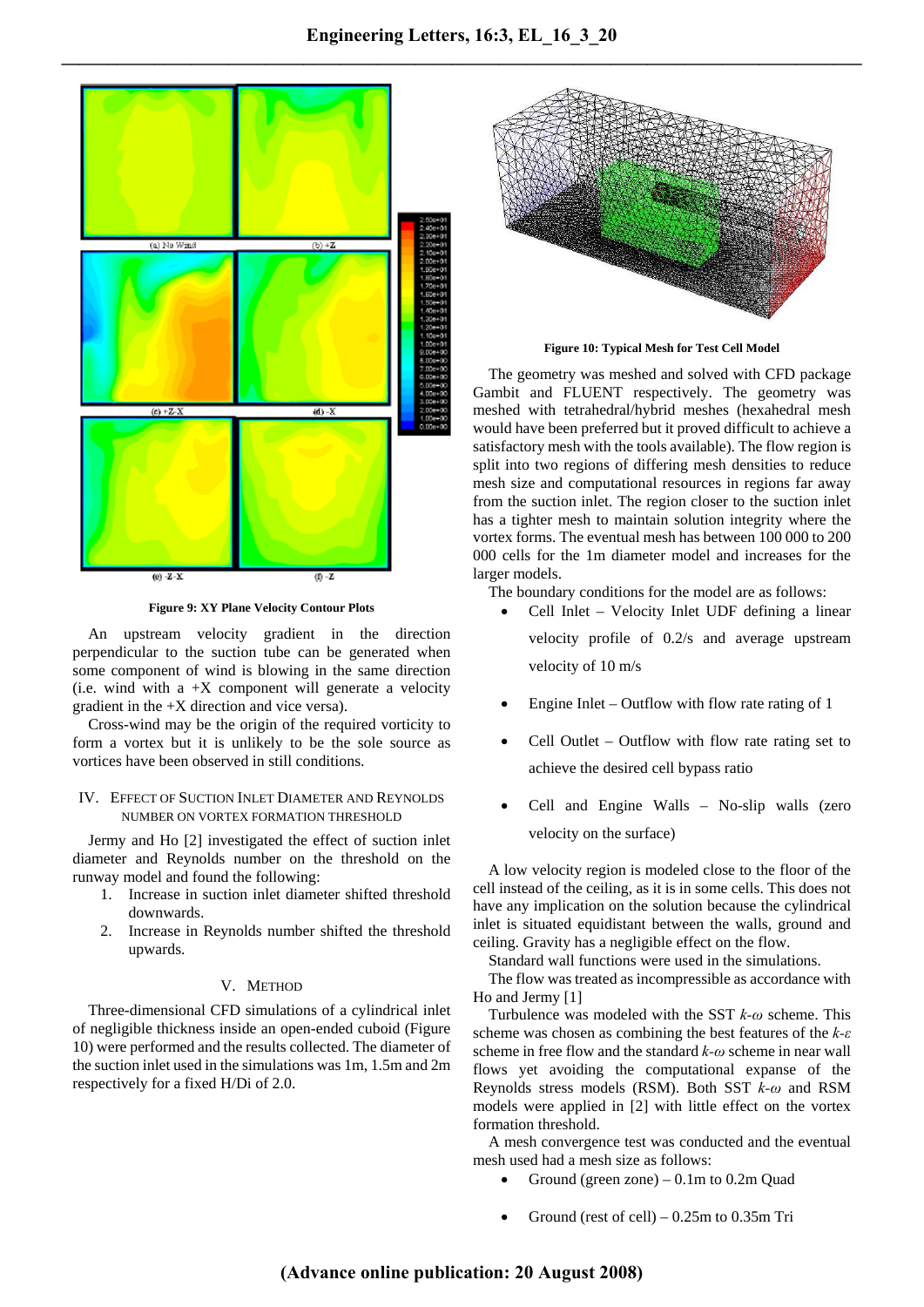Figure 9: XY Plane Velocity Contour Plots

An upstream velocity gradient in the direction perpendicular to the suction tube can be generated when some component of wind is blowing in the same direction (i.e. wind with a +X component will generate a velocity gradient in the +X direction and vice versa).

Cross-wind may be the origin of the required vorticity to form a vortex but it is unlikely to be the sole source as vortices have been observed in still conditions.

## IV. Effect of Suction Inlet Diameter and Reynolds Number on Vortex Formation Threshold

Jermy and Ho [2] investigated the effect of suction inlet diameter and Reynolds number on the threshold on the runway model and found the following:

1. Increase in suction inlet diameter shifted threshold downwards.
2. Increase in Reynolds number shifted the threshold upwards.

## V. Method

Three-dimensional CFD simulations of a cylindrical inlet of negligible thickness inside an open-ended cuboid (Figure 10) were performed and the results collected. The diameter of the suction inlet used in the simulations was 1m, 1.5m and 2m respectively for a fixed H/Di of 2.0.

Figure 10: Typical Mesh for Test Cell Model

The geometry was meshed and solved with CFD package Gambit and FLUENT respectively. The geometry was meshed with tetrahedral/hybrid meshes (hexahedral mesh would have been preferred but it proved difficult to achieve a satisfactory mesh with the tools available). The flow region is split into two regions of differing mesh densities to reduce mesh size and computational resources in regions far away from the suction inlet. The region closer to the suction inlet has a tighter mesh to maintain solution integrity where the vortex forms. The eventual mesh has between 100 000 to 200 000 cells for the 1m diameter model and increases for the larger models.

The boundary conditions for the model are as follows:

- Cell Inlet – Velocity Inlet UDF defining a linear velocity profile of 0.2/s and average upstream velocity of 10 m/s
- Engine Inlet – Outflow with flow rate rating of 1
- Cell Outlet – Outflow with flow rate rating set to achieve the desired cell bypass ratio
- Cell and Engine Walls – No-slip walls (zero velocity on the surface)

A low velocity region is modeled close to the floor of the cell instead of the ceiling, as it is in some cells. This does not have any implication on the solution because the cylindrical inlet is situated equidistant between the walls, ground and ceiling. Gravity has a negligible effect on the flow.

Standard wall functions were used in the simulations.

The flow was treated as incompressible as accordance with Ho and Jermy [1]

Turbulence was modeled with the SST *k-ω* scheme. This scheme was chosen as combining the best features of the *k-ε* scheme in free flow and the standard *k-ω* scheme in near wall flows yet avoiding the computational expanse of the Reynolds stress models (RSM). Both SST *k-ω* and RSM models were applied in [2] with little effect on the vortex formation threshold.

A mesh convergence test was conducted and the eventual mesh used had a mesh size as follows:

- Ground (green zone) – 0.1m to 0.2m Quad
- Ground (rest of cell) – 0.25m to 0.35m Tri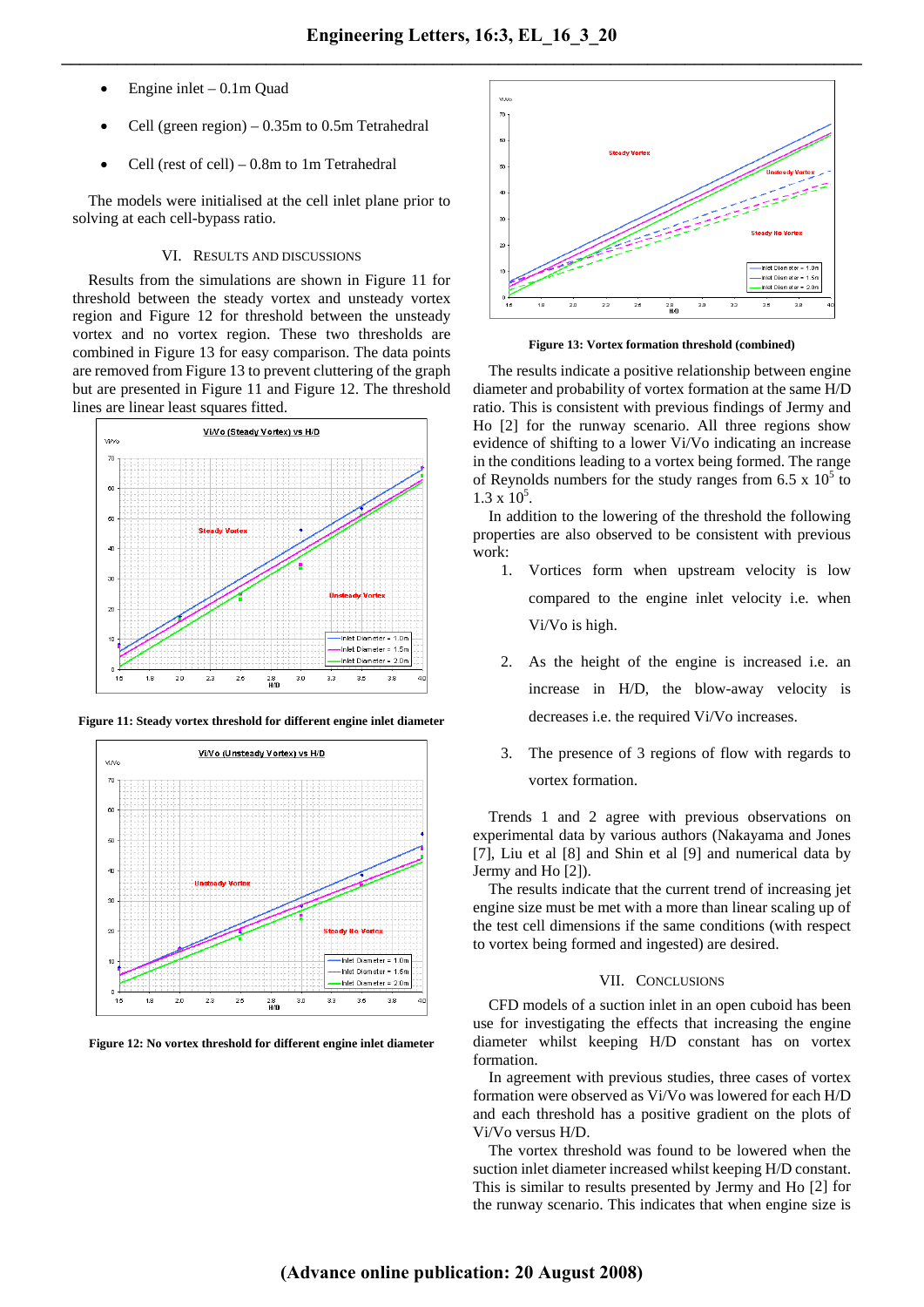- Engine inlet – 0.1m Quad
- Cell (green region) – 0.35m to 0.5m Tetrahedral
- Cell (rest of cell) – 0.8m to 1m Tetrahedral

The models were initialised at the cell inlet plane prior to solving at each cell-bypass ratio.

## VI. Results and Discussions

Results from the simulations are shown in Figure 11 for threshold between the steady vortex and unsteady vortex region and Figure 12 for threshold between the unsteady vortex and no vortex region. These two thresholds are combined in Figure 13 for easy comparison. The data points are removed from Figure 13 to prevent cluttering of the graph but are presented in Figure 11 and Figure 12. The threshold lines are linear least squares fitted.

**Figure 11: Steady vortex threshold for different engine inlet diameter**

**Figure 12: No vortex threshold for different engine inlet diameter**

**Figure 13: Vortex formation threshold (combined)**

The results indicate a positive relationship between engine diameter and probability of vortex formation at the same H/D ratio. This is consistent with previous findings of Jermy and Ho [2] for the runway scenario. All three regions show evidence of shifting to a lower Vi/Vo indicating an increase in the conditions leading to a vortex being formed. The range of Reynolds numbers for the study ranges from 6.5 x $10^5$ to 1.3 x $10^5$.

In addition to the lowering of the threshold the following properties are also observed to be consistent with previous work:

1. Vortices form when upstream velocity is low compared to the engine inlet velocity i.e. when Vi/Vo is high.
2. As the height of the engine is increased i.e. an increase in H/D, the blow-away velocity is decreases i.e. the required Vi/Vo increases.
3. The presence of 3 regions of flow with regards to vortex formation.

Trends 1 and 2 agree with previous observations on experimental data by various authors (Nakayama and Jones [7], Liu et al [8] and Shin et al [9] and numerical data by Jermy and Ho [2]).

The results indicate that the current trend of increasing jet engine size must be met with a more than linear scaling up of the test cell dimensions if the same conditions (with respect to vortex being formed and ingested) are desired.

## VII. Conclusions

CFD models of a suction inlet in an open cuboid has been use for investigating the effects that increasing the engine diameter whilst keeping H/D constant has on vortex formation.

In agreement with previous studies, three cases of vortex formation were observed as Vi/Vo was lowered for each H/D and each threshold has a positive gradient on the plots of Vi/Vo versus H/D.

The vortex threshold was found to be lowered when the suction inlet diameter increased whilst keeping H/D constant. This is similar to results presented by Jermy and Ho [2] for the runway scenario. This indicates that when engine size is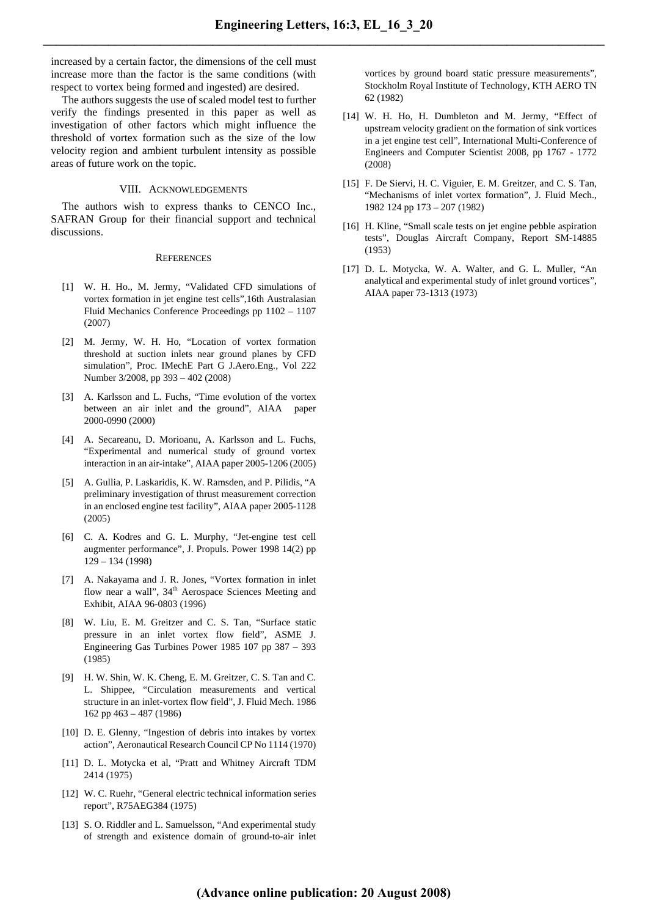increased by a certain factor, the dimensions of the cell must increase more than the factor is the same conditions (with respect to vortex being formed and ingested) are desired.

The authors suggests the use of scaled model test to further verify the findings presented in this paper as well as investigation of other factors which might influence the threshold of vortex formation such as the size of the low velocity region and ambient turbulent intensity as possible areas of future work on the topic.

## VIII. Acknowledgements

The authors wish to express thanks to CENCO Inc., SAFRAN Group for their financial support and technical discussions.

## References

[1] W. H. Ho., M. Jermy, "Validated CFD simulations of vortex formation in jet engine test cells",16th Australasian Fluid Mechanics Conference Proceedings pp 1102 – 1107 (2007)

[2] M. Jermy, W. H. Ho, "Location of vortex formation threshold at suction inlets near ground planes by CFD simulation", Proc. IMechE Part G J.Aero.Eng., Vol 222 Number 3/2008, pp 393 – 402 (2008)

[3] A. Karlsson and L. Fuchs, "Time evolution of the vortex between an air inlet and the ground", AIAA paper 2000-0990 (2000)

[4] A. Secareanu, D. Morioanu, A. Karlsson and L. Fuchs, "Experimental and numerical study of ground vortex interaction in an air-intake", AIAA paper 2005-1206 (2005)

[5] A. Gullia, P. Laskaridis, K. W. Ramsden, and P. Pilidis, "A preliminary investigation of thrust measurement correction in an enclosed engine test facility", AIAA paper 2005-1128 (2005)

[6] C. A. Kodres and G. L. Murphy, "Jet-engine test cell augmenter performance", J. Propuls. Power 1998 14(2) pp 129 – 134 (1998)

[7] A. Nakayama and J. R. Jones, "Vortex formation in inlet flow near a wall", 34th Aerospace Sciences Meeting and Exhibit, AIAA 96-0803 (1996)

[8] W. Liu, E. M. Greitzer and C. S. Tan, "Surface static pressure in an inlet vortex flow field", ASME J. Engineering Gas Turbines Power 1985 107 pp 387 – 393 (1985)

[9] H. W. Shin, W. K. Cheng, E. M. Greitzer, C. S. Tan and C. L. Shippee, "Circulation measurements and vertical structure in an inlet-vortex flow field", J. Fluid Mech. 1986 162 pp 463 – 487 (1986)

[10] D. E. Glenny, "Ingestion of debris into intakes by vortex action", Aeronautical Research Council CP No 1114 (1970)

[11] D. L. Motycka et al, "Pratt and Whitney Aircraft TDM 2414 (1975)

[12] W. C. Ruehr, "General electric technical information series report", R75AEG384 (1975)

[13] S. O. Riddler and L. Samuelsson, "And experimental study of strength and existence domain of ground-to-air inlet vortices by ground board static pressure measurements", Stockholm Royal Institute of Technology, KTH AERO TN 62 (1982)

[14] W. H. Ho, H. Dumbleton and M. Jermy, "Effect of upstream velocity gradient on the formation of sink vortices in a jet engine test cell", International Multi-Conference of Engineers and Computer Scientist 2008, pp 1767 - 1772 (2008)

[15] F. De Siervi, H. C. Viguier, E. M. Greitzer, and C. S. Tan, "Mechanisms of inlet vortex formation", J. Fluid Mech., 1982 124 pp 173 – 207 (1982)

[16] H. Kline, "Small scale tests on jet engine pebble aspiration tests", Douglas Aircraft Company, Report SM-14885 (1953)

[17] D. L. Motycka, W. A. Walter, and G. L. Muller, "An analytical and experimental study of inlet ground vortices", AIAA paper 73-1313 (1973)